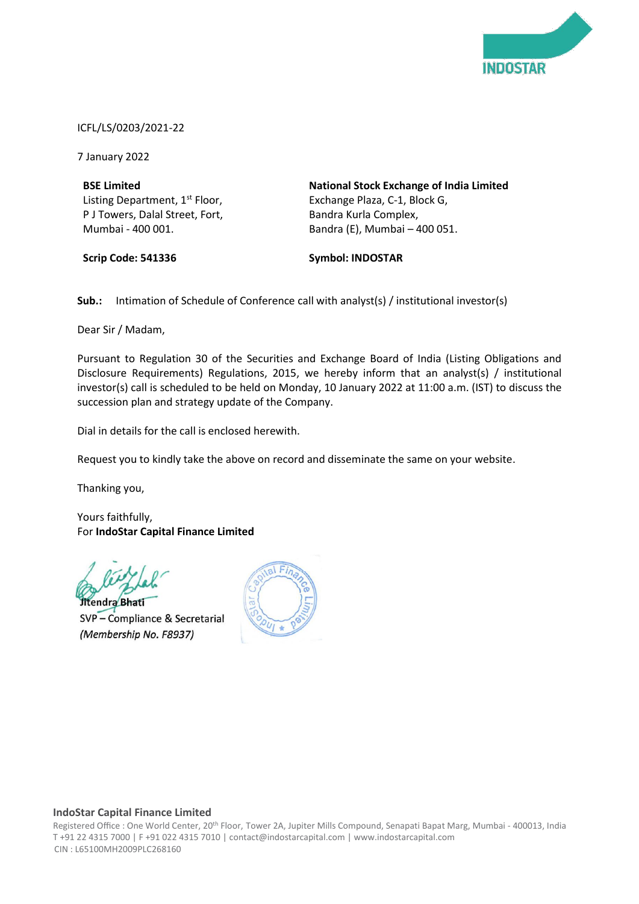ICFL/LS/0203/2021-22

7 January 2022

**BSE Limited**
Listing Department, 1st Floor,
P J Towers, Dalal Street, Fort,
Mumbai - 400 001.

**Scrip Code: 541336**

**National Stock Exchange of India Limited**
Exchange Plaza, C-1, Block G,
Bandra Kurla Complex,
Bandra (E), Mumbai – 400 051.

**Symbol: INDOSTAR**

**Sub.:** Intimation of Schedule of Conference call with analyst(s) / institutional investor(s)

Dear Sir / Madam,

Pursuant to Regulation 30 of the Securities and Exchange Board of India (Listing Obligations and Disclosure Requirements) Regulations, 2015, we hereby inform that an analyst(s) / institutional investor(s) call is scheduled to be held on Monday, 10 January 2022 at 11:00 a.m. (IST) to discuss the succession plan and strategy update of the Company.

Dial in details for the call is enclosed herewith.

Request you to kindly take the above on record and disseminate the same on your website.

Thanking you,

Yours faithfully,
For **IndoStar Capital Finance Limited**

**Jitendra Bhati**
SVP – Compliance & Secretarial
*(Membership No. F8937)*

**IndoStar Capital Finance Limited**
Registered Office : One World Center, 20th Floor, Tower 2A, Jupiter Mills Compound, Senapati Bapat Marg, Mumbai - 400013, India
T +91 22 4315 7000 | F +91 022 4315 7010 | contact@indostarcapital.com | www.indostarcapital.com
CIN : L65100MH2009PLC268160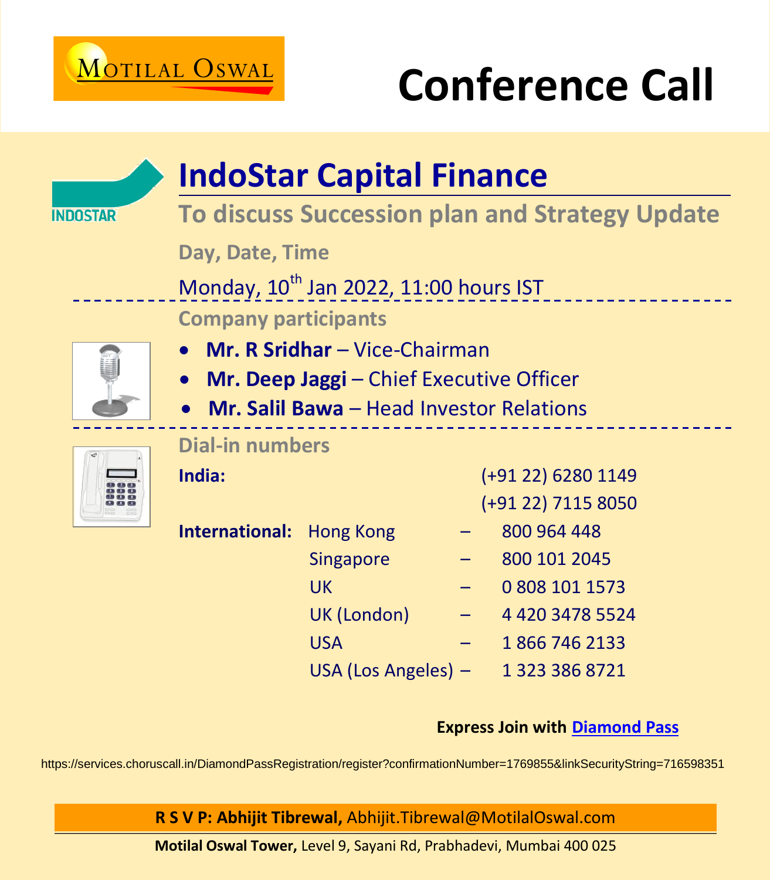MOTILAL OSWAL

# Conference Call

## IndoStar Capital Finance

### To discuss Succession plan and Strategy Update

**Day, Date, Time**

Monday, 10th Jan 2022, 11:00 hours IST

**Company participants**

- **Mr. R Sridhar** – Vice-Chairman
- **Mr. Deep Jaggi** – Chief Executive Officer
- **Mr. Salil Bawa** – Head Investor Relations

**Dial-in numbers**

**India:** (+91 22) 6280 1149
(+91 22) 7115 8050

**International:**

| | | |
|---|---|---|
| Hong Kong | – | 800 964 448 |
| Singapore | – | 800 101 2045 |
| UK | – | 0 808 101 1573 |
| UK (London) | – | 4 420 3478 5524 |
| USA | – | 1 866 746 2133 |
| USA (Los Angeles) | – | 1 323 386 8721 |

**Express Join with Diamond Pass**

https://services.choruscall.in/DiamondPassRegistration/register?confirmationNumber=1769855&linkSecurityString=716598351

**R S V P: Abhijit Tibrewal,** Abhijit.Tibrewal@MotilalOswal.com

**Motilal Oswal Tower,** Level 9, Sayani Rd, Prabhadevi, Mumbai 400 025